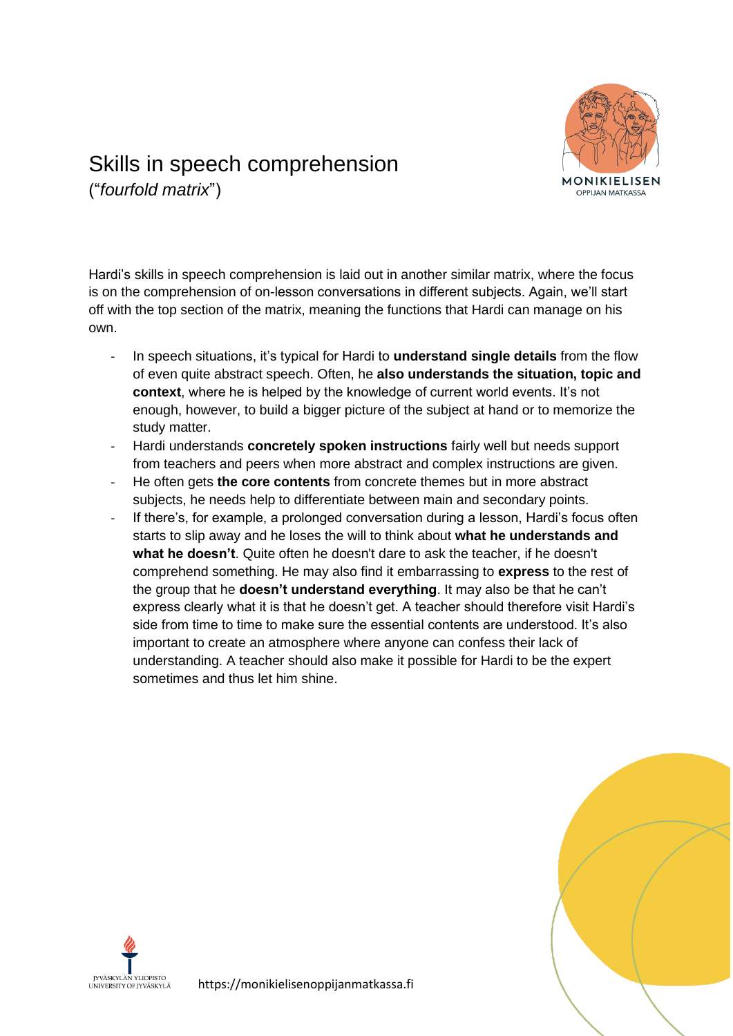# Skills in speech comprehension

("*fourfold matrix*")

Hardi's skills in speech comprehension is laid out in another similar matrix, where the focus is on the comprehension of on-lesson conversations in different subjects. Again, we'll start off with the top section of the matrix, meaning the functions that Hardi can manage on his own.

- In speech situations, it's typical for Hardi to **understand single details** from the flow of even quite abstract speech. Often, he **also understands the situation, topic and context**, where he is helped by the knowledge of current world events. It's not enough, however, to build a bigger picture of the subject at hand or to memorize the study matter.
- Hardi understands **concretely spoken instructions** fairly well but needs support from teachers and peers when more abstract and complex instructions are given.
- He often gets **the core contents** from concrete themes but in more abstract subjects, he needs help to differentiate between main and secondary points.
- If there's, for example, a prolonged conversation during a lesson, Hardi's focus often starts to slip away and he loses the will to think about **what he understands and what he doesn't**. Quite often he doesn't dare to ask the teacher, if he doesn't comprehend something. He may also find it embarrassing to **express** to the rest of the group that he **doesn't understand everything**. It may also be that he can't express clearly what it is that he doesn't get. A teacher should therefore visit Hardi's side from time to time to make sure the essential contents are understood. It's also important to create an atmosphere where anyone can confess their lack of understanding. A teacher should also make it possible for Hardi to be the expert sometimes and thus let him shine.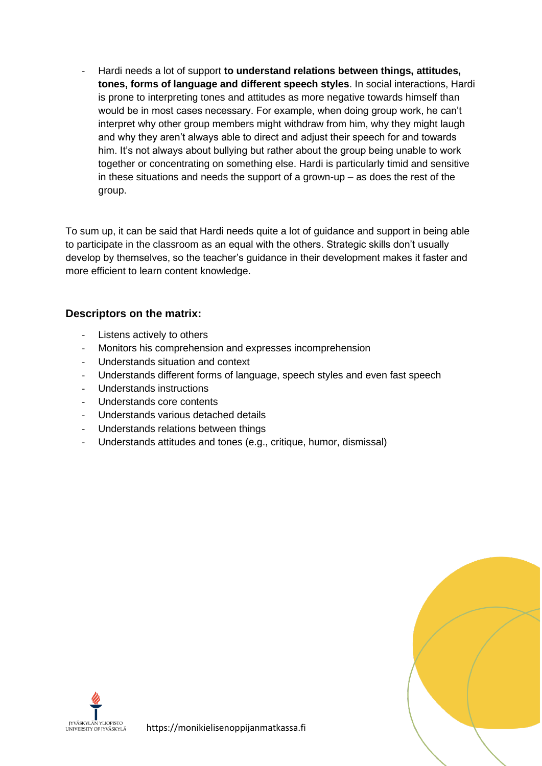- Hardi needs a lot of support **to understand relations between things, attitudes, tones, forms of language and different speech styles**. In social interactions, Hardi is prone to interpreting tones and attitudes as more negative towards himself than would be in most cases necessary. For example, when doing group work, he can't interpret why other group members might withdraw from him, why they might laugh and why they aren't always able to direct and adjust their speech for and towards him. It's not always about bullying but rather about the group being unable to work together or concentrating on something else. Hardi is particularly timid and sensitive in these situations and needs the support of a grown-up – as does the rest of the group.

To sum up, it can be said that Hardi needs quite a lot of guidance and support in being able to participate in the classroom as an equal with the others. Strategic skills don't usually develop by themselves, so the teacher's guidance in their development makes it faster and more efficient to learn content knowledge.

### Descriptors on the matrix:

- Listens actively to others
- Monitors his comprehension and expresses incomprehension
- Understands situation and context
- Understands different forms of language, speech styles and even fast speech
- Understands instructions
- Understands core contents
- Understands various detached details
- Understands relations between things
- Understands attitudes and tones (e.g., critique, humor, dismissal)